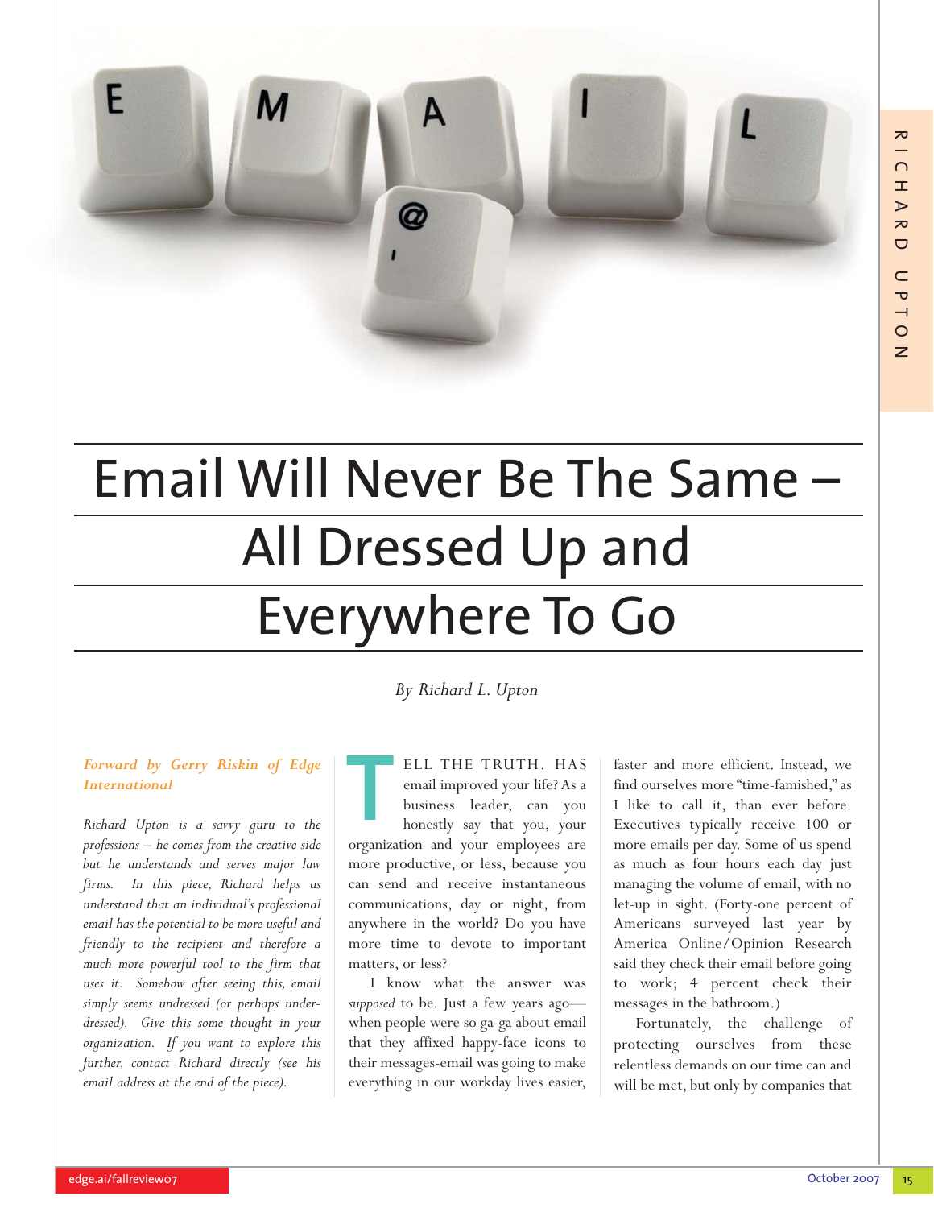# Email Will Never Be The Same – All Dressed Up and Everywhere To Go

*By Richard L. Upton*

***Forward by Gerry Riskin of Edge International***

*Richard Upton is a savvy guru to the professions – he comes from the creative side but he understands and serves major law firms. In this piece, Richard helps us understand that an individual's professional email has the potential to be more useful and friendly to the recipient and therefore a much more powerful tool to the firm that uses it. Somehow after seeing this, email simply seems undressed (or perhaps under-dressed). Give this some thought in your organization. If you want to explore this further, contact Richard directly (see his email address at the end of the piece).*

TELL THE TRUTH. HAS email improved your life? As a business leader, can you honestly say that you, your organization and your employees are more productive, or less, because you can send and receive instantaneous communications, day or night, from anywhere in the world? Do you have more time to devote to important matters, or less?

I know what the answer was *supposed* to be. Just a few years ago—when people were so ga-ga about email that they affixed happy-face icons to their messages-email was going to make everything in our workday lives easier, faster and more efficient. Instead, we find ourselves more "time-famished," as I like to call it, than ever before. Executives typically receive 100 or more emails per day. Some of us spend as much as four hours each day just managing the volume of email, with no let-up in sight. (Forty-one percent of Americans surveyed last year by America Online/Opinion Research said they check their email before going to work; 4 percent check their messages in the bathroom.)

Fortunately, the challenge of protecting ourselves from these relentless demands on our time can and will be met, but only by companies that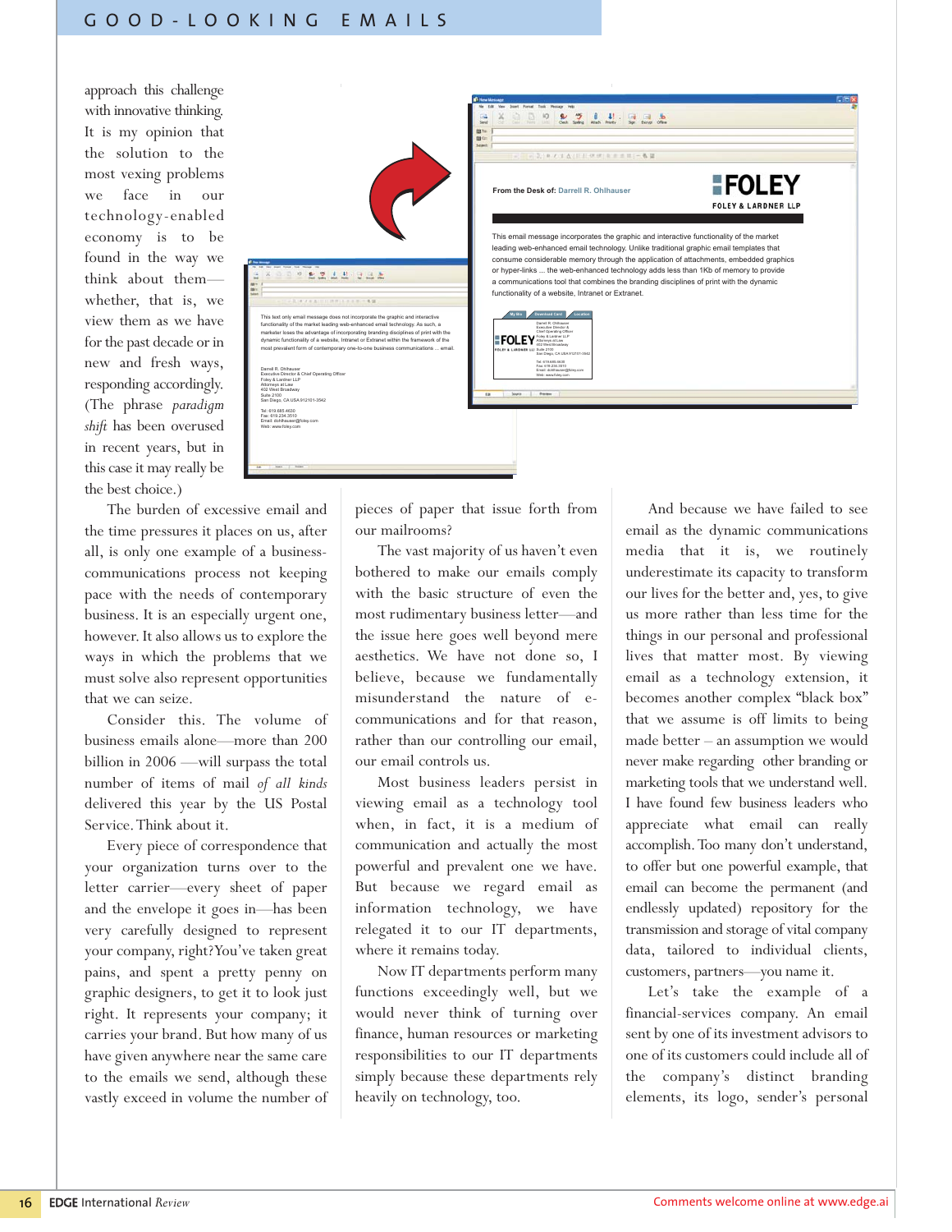approach this challenge with innovative thinking. It is my opinion that the solution to the most vexing problems we face in our technology-enabled economy is to be found in the way we think about them—whether, that is, we view them as we have for the past decade or in new and fresh ways, responding accordingly. (The phrase *paradigm shift* has been overused in recent years, but in this case it may really be the best choice.)

The burden of excessive email and the time pressures it places on us, after all, is only one example of a business-communications process not keeping pace with the needs of contemporary business. It is an especially urgent one, however. It also allows us to explore the ways in which the problems that we must solve also represent opportunities that we can seize.

Consider this. The volume of business emails alone—more than 200 billion in 2006 —will surpass the total number of items of mail *of all kinds* delivered this year by the US Postal Service. Think about it.

Every piece of correspondence that your organization turns over to the letter carrier—every sheet of paper and the envelope it goes in—has been very carefully designed to represent your company, right? You've taken great pains, and spent a pretty penny on graphic designers, to get it to look just right. It represents your company; it carries your brand. But how many of us have given anywhere near the same care to the emails we send, although these vastly exceed in volume the number of pieces of paper that issue forth from our mailrooms?

The vast majority of us haven't even bothered to make our emails comply with the basic structure of even the most rudimentary business letter—and the issue here goes well beyond mere aesthetics. We have not done so, I believe, because we fundamentally misunderstand the nature of e-communications and for that reason, rather than our controlling our email, our email controls us.

Most business leaders persist in viewing email as a technology tool when, in fact, it is a medium of communication and actually the most powerful and prevalent one we have. But because we regard email as information technology, we have relegated it to our IT departments, where it remains today.

Now IT departments perform many functions exceedingly well, but we would never think of turning over finance, human resources or marketing responsibilities to our IT departments simply because these departments rely heavily on technology, too.

And because we have failed to see email as the dynamic communications media that it is, we routinely underestimate its capacity to transform our lives for the better and, yes, to give us more rather than less time for the things in our personal and professional lives that matter most. By viewing email as a technology extension, it becomes another complex "black box" that we assume is off limits to being made better – an assumption we would never make regarding other branding or marketing tools that we understand well. I have found few business leaders who appreciate what email can really accomplish. Too many don't understand, to offer but one powerful example, that email can become the permanent (and endlessly updated) repository for the transmission and storage of vital company data, tailored to individual clients, customers, partners—you name it.

Let's take the example of a financial-services company. An email sent by one of its investment advisors to one of its customers could include all of the company's distinct branding elements, its logo, sender's personal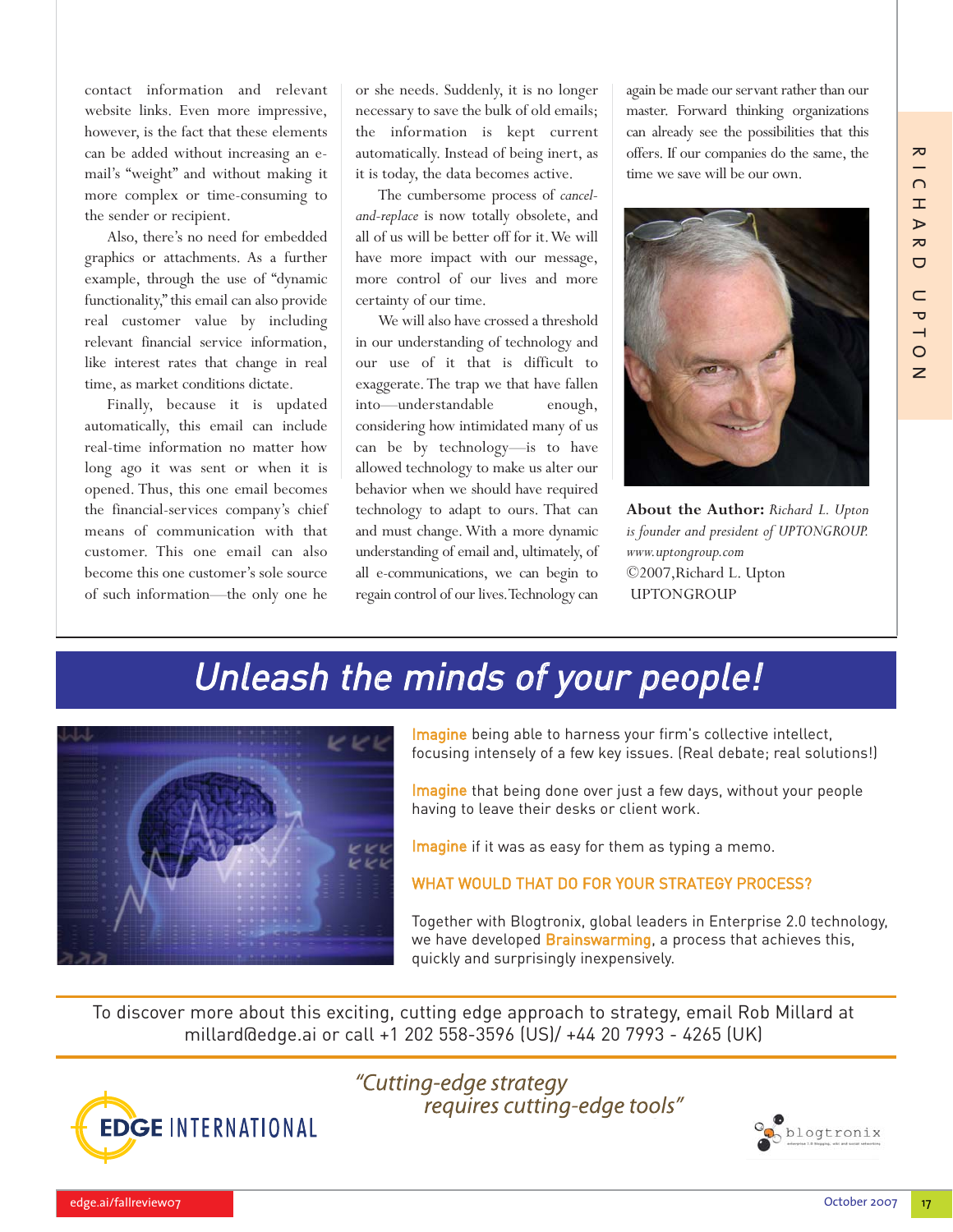contact information and relevant website links. Even more impressive, however, is the fact that these elements can be added without increasing an e-mail's "weight" and without making it more complex or time-consuming to the sender or recipient.

Also, there's no need for embedded graphics or attachments. As a further example, through the use of "dynamic functionality," this email can also provide real customer value by including relevant financial service information, like interest rates that change in real time, as market conditions dictate.

Finally, because it is updated automatically, this email can include real-time information no matter how long ago it was sent or when it is opened. Thus, this one email becomes the financial-services company's chief means of communication with that customer. This one email can also become this one customer's sole source of such information—the only one he or she needs. Suddenly, it is no longer necessary to save the bulk of old emails; the information is kept current automatically. Instead of being inert, as it is today, the data becomes active.

The cumbersome process of *cancel-and-replace* is now totally obsolete, and all of us will be better off for it. We will have more impact with our message, more control of our lives and more certainty of our time.

We will also have crossed a threshold in our understanding of technology and our use of it that is difficult to exaggerate. The trap we that have fallen into—understandable enough, considering how intimidated many of us can be by technology—is to have allowed technology to make us alter our behavior when we should have required technology to adapt to ours. That can and must change. With a more dynamic understanding of email and, ultimately, of all e-communications, we can begin to regain control of our lives. Technology can again be made our servant rather than our master. Forward thinking organizations can already see the possibilities that this offers. If our companies do the same, the time we save will be our own.

**About the Author:** *Richard L. Upton is founder and president of UPTONGROUP. www.uptongroup.com*
©2007,Richard L. Upton
UPTONGROUP

# Unleash the minds of your people!

Imagine being able to harness your firm's collective intellect, focusing intensely of a few key issues. (Real debate; real solutions!)

Imagine that being done over just a few days, without your people having to leave their desks or client work.

Imagine if it was as easy for them as typing a memo.

WHAT WOULD THAT DO FOR YOUR STRATEGY PROCESS?

Together with Blogtronix, global leaders in Enterprise 2.0 technology, we have developed Brainswarming, a process that achieves this, quickly and surprisingly inexpensively.

To discover more about this exciting, cutting edge approach to strategy, email Rob Millard at millard@edge.ai or call +1 202 558-3596 (US)/ +44 20 7993 - 4265 (UK)

EDGE INTERNATIONAL

*"Cutting-edge strategy requires cutting-edge tools"*

blogtronix